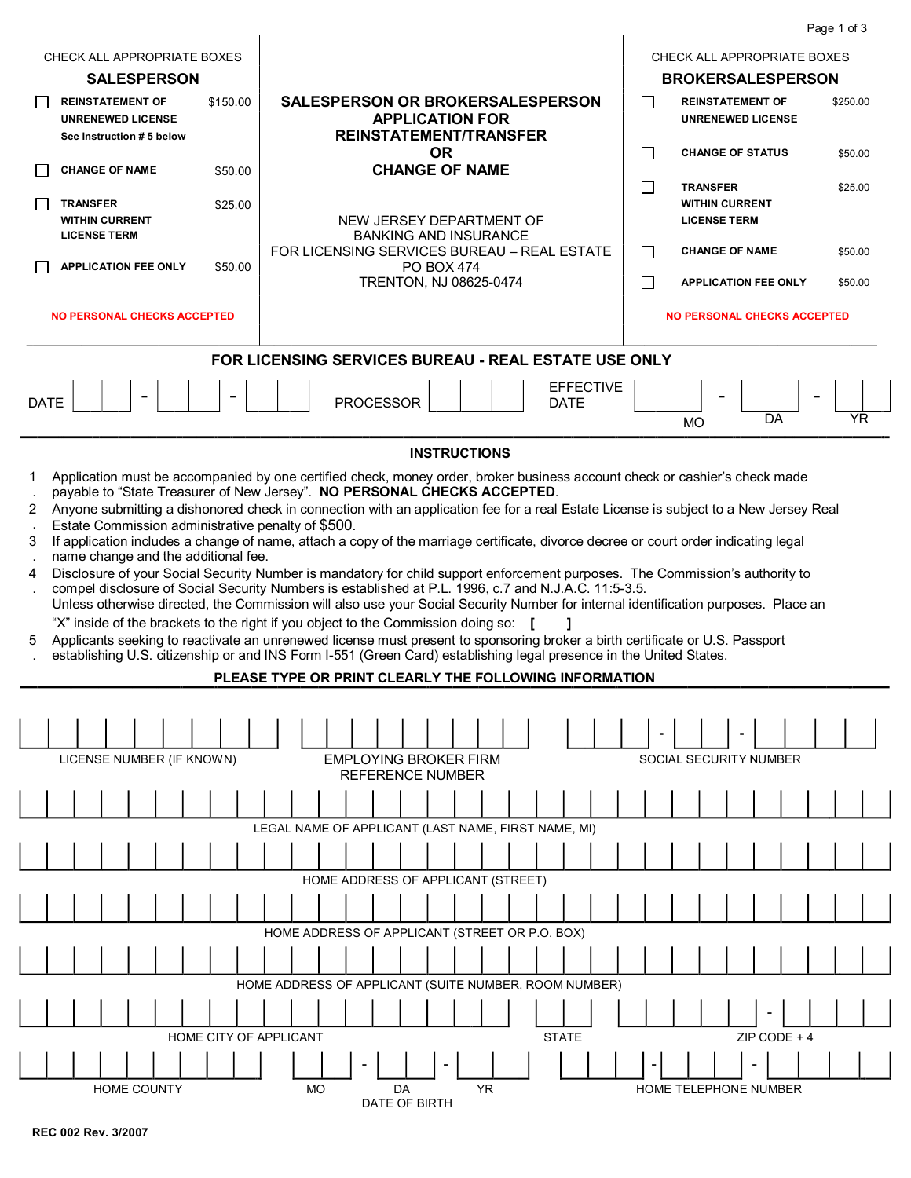# SALESPERSON OR BROKERSALESPERSON APPLICATION FOR REINSTATEMENT/TRANSFER OR CHANGE OF NAME

NEW JERSEY DEPARTMENT OF BANKING AND INSURANCE
FOR LICENSING SERVICES BUREAU – REAL ESTATE
PO BOX 474
TRENTON, NJ 08625-0474

CHECK ALL APPROPRIATE BOXES

## SALESPERSON

| | | |
|---|---|---|
| ☐ | **REINSTATEMENT OF UNRENEWED LICENSE** See Instruction # 5 below | $150.00 |
| ☐ | **CHANGE OF NAME** | $50.00 |
| ☐ | **TRANSFER WITHIN CURRENT LICENSE TERM** | $25.00 |
| ☐ | **APPLICATION FEE ONLY** | $50.00 |

**NO PERSONAL CHECKS ACCEPTED**

CHECK ALL APPROPRIATE BOXES

## BROKERSALESPERSON

| | | |
|---|---|---|
| ☐ | **REINSTATEMENT OF UNRENEWED LICENSE** | $250.00 |
| ☐ | **CHANGE OF STATUS** | $50.00 |
| ☐ | **TRANSFER WITHIN CURRENT LICENSE TERM** | $25.00 |
| ☐ | **CHANGE OF NAME** | $50.00 |
| ☐ | **APPLICATION FEE ONLY** | $50.00 |

**NO PERSONAL CHECKS ACCEPTED**

## FOR LICENSING SERVICES BUREAU - REAL ESTATE USE ONLY

DATE ____ - ____ - ____   PROCESSOR ________   EFFECTIVE DATE ____ (MO) - ____ (DA) - ____ (YR)

## INSTRUCTIONS

1. Application must be accompanied by one certified check, money order, broker business account check or cashier's check made payable to "State Treasurer of New Jersey". **NO PERSONAL CHECKS ACCEPTED**.
2. Anyone submitting a dishonored check in connection with an application fee for a real Estate License is subject to a New Jersey Real Estate Commission administrative penalty of $500.
3. If application includes a change of name, attach a copy of the marriage certificate, divorce decree or court order indicating legal name change and the additional fee.
4. Disclosure of your Social Security Number is mandatory for child support enforcement purposes. The Commission's authority to compel disclosure of Social Security Numbers is established at P.L. 1996, c.7 and N.J.A.C. 11:5-3.5. Unless otherwise directed, the Commission will also use your Social Security Number for internal identification purposes. Place an "X" inside of the brackets to the right if you object to the Commission doing so: **[ ]**
5. Applicants seeking to reactivate an unrenewed license must present to sponsoring broker a birth certificate or U.S. Passport establishing U.S. citizenship or and INS Form I-551 (Green Card) establishing legal presence in the United States.

**PLEASE TYPE OR PRINT CLEARLY THE FOLLOWING INFORMATION**

LICENSE NUMBER (IF KNOWN): ____________

EMPLOYING BROKER FIRM REFERENCE NUMBER: ____________

SOCIAL SECURITY NUMBER: ____ - ____ - ____

LEGAL NAME OF APPLICANT (LAST NAME, FIRST NAME, MI): ____________

HOME ADDRESS OF APPLICANT (STREET): ____________

HOME ADDRESS OF APPLICANT (STREET OR P.O. BOX): ____________

HOME ADDRESS OF APPLICANT (SUITE NUMBER, ROOM NUMBER): ____________

HOME CITY OF APPLICANT: ____________   STATE: ____   ZIP CODE + 4: ______ - ____

HOME COUNTY: ____________

DATE OF BIRTH: ____ (MO) - ____ (DA) - ____ (YR)

HOME TELEPHONE NUMBER: ____ - ____ - ____

REC 002 Rev. 3/2007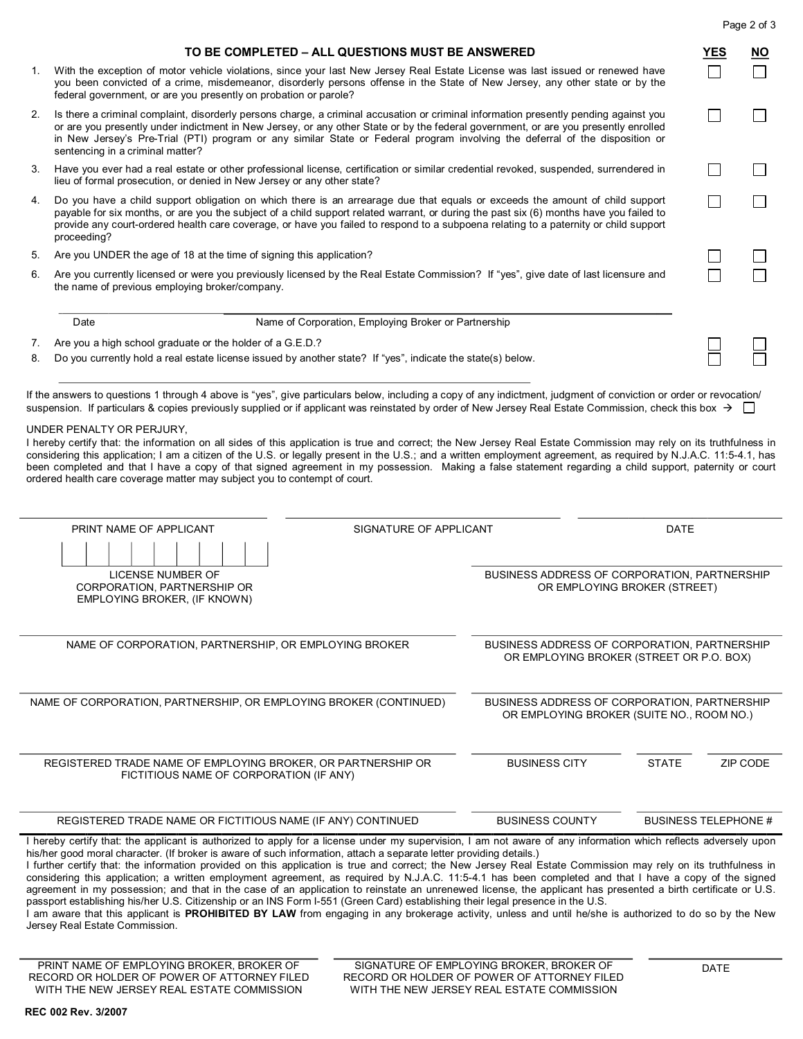## TO BE COMPLETED – ALL QUESTIONS MUST BE ANSWERED

| | | YES | NO |
|---|---|---|---|
| 1. | With the exception of motor vehicle violations, since your last New Jersey Real Estate License was last issued or renewed have you been convicted of a crime, misdemeanor, disorderly persons offense in the State of New Jersey, any other state or by the federal government, or are you presently on probation or parole? | ☐ | ☐ |
| 2. | Is there a criminal complaint, disorderly persons charge, a criminal accusation or criminal information presently pending against you or are you presently under indictment in New Jersey, or any other State or by the federal government, or are you presently enrolled in New Jersey's Pre-Trial (PTI) program or any similar State or Federal program involving the deferral of the disposition or sentencing in a criminal matter? | ☐ | ☐ |
| 3. | Have you ever had a real estate or other professional license, certification or similar credential revoked, suspended, surrendered in lieu of formal prosecution, or denied in New Jersey or any other state? | ☐ | ☐ |
| 4. | Do you have a child support obligation on which there is an arrearage due that equals or exceeds the amount of child support payable for six months, or are you the subject of a child support related warrant, or during the past six (6) months have you failed to provide any court-ordered health care coverage, or have you failed to respond to a subpoena relating to a paternity or child support proceeding? | ☐ | ☐ |
| 5. | Are you UNDER the age of 18 at the time of signing this application? | ☐ | ☐ |
| 6. | Are you currently licensed or were you previously licensed by the Real Estate Commission? If "yes", give date of last licensure and the name of previous employing broker/company. | ☐ | ☐ |

_______________ Date &nbsp;&nbsp;&nbsp;&nbsp; _______________________________ Name of Corporation, Employing Broker or Partnership

| | | YES | NO |
|---|---|---|---|
| 7. | Are you a high school graduate or the holder of a G.E.D.? | ☐ | ☐ |
| 8. | Do you currently hold a real estate license issued by another state? If "yes", indicate the state(s) below. | ☐ | ☐ |

_______________________________________________

If the answers to questions 1 through 4 above is "yes", give particulars below, including a copy of any indictment, judgment of conviction or order or revocation/ suspension. If particulars & copies previously supplied or if applicant was reinstated by order of New Jersey Real Estate Commission, check this box → ☐

UNDER PENALTY OR PERJURY,
I hereby certify that: the information on all sides of this application is true and correct; the New Jersey Real Estate Commission may rely on its truthfulness in considering this application; I am a citizen of the U.S. or legally present in the U.S.; and a written employment agreement, as required by N.J.A.C. 11:5-4.1, has been completed and that I have a copy of that signed agreement in my possession. Making a false statement regarding a child support, paternity or court ordered health care coverage matter may subject you to contempt of court.

| PRINT NAME OF APPLICANT | SIGNATURE OF APPLICANT | DATE |
|---|---|---|

| | |
|---|---|
| LICENSE NUMBER OF CORPORATION, PARTNERSHIP OR EMPLOYING BROKER, (IF KNOWN) | BUSINESS ADDRESS OF CORPORATION, PARTNERSHIP OR EMPLOYING BROKER (STREET) |
| NAME OF CORPORATION, PARTNERSHIP, OR EMPLOYING BROKER | BUSINESS ADDRESS OF CORPORATION, PARTNERSHIP OR EMPLOYING BROKER (STREET OR P.O. BOX) |
| NAME OF CORPORATION, PARTNERSHIP, OR EMPLOYING BROKER (CONTINUED) | BUSINESS ADDRESS OF CORPORATION, PARTNERSHIP OR EMPLOYING BROKER (SUITE NO., ROOM NO.) |
| REGISTERED TRADE NAME OF EMPLOYING BROKER, OR PARTNERSHIP OR FICTITIOUS NAME OF CORPORATION (IF ANY) | BUSINESS CITY / STATE / ZIP CODE |
| REGISTERED TRADE NAME OR FICTITIOUS NAME (IF ANY) CONTINUED | BUSINESS COUNTY / BUSINESS TELEPHONE # |

I hereby certify that: the applicant is authorized to apply for a license under my supervision, I am not aware of any information which reflects adversely upon his/her good moral character. (If broker is aware of such information, attach a separate letter providing details.)
I further certify that: the information provided on this application is true and correct; the New Jersey Real Estate Commission may rely on its truthfulness in considering this application; a written employment agreement, as required by N.J.A.C. 11:5-4.1 has been completed and that I have a copy of the signed agreement in my possession; and that in the case of an application to reinstate an unrenewed license, the applicant has presented a birth certificate or U.S. passport establishing his/her U.S. Citizenship or an INS Form I-551 (Green Card) establishing their legal presence in the U.S.
I am aware that this applicant is **PROHIBITED BY LAW** from engaging in any brokerage activity, unless and until he/she is authorized to do so by the New Jersey Real Estate Commission.

| PRINT NAME OF EMPLOYING BROKER, BROKER OF RECORD OR HOLDER OF POWER OF ATTORNEY FILED WITH THE NEW JERSEY REAL ESTATE COMMISSION | SIGNATURE OF EMPLOYING BROKER, BROKER OF RECORD OR HOLDER OF POWER OF ATTORNEY FILED WITH THE NEW JERSEY REAL ESTATE COMMISSION | DATE |
|---|---|---|

**REC 002 Rev. 3/2007**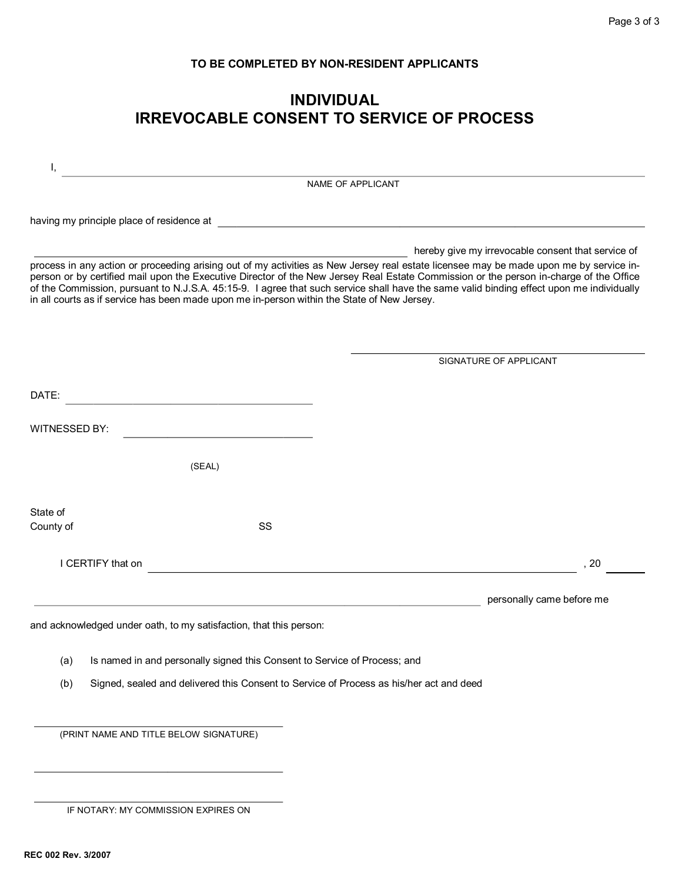**TO BE COMPLETED BY NON-RESIDENT APPLICANTS**

# INDIVIDUAL
# IRREVOCABLE CONSENT TO SERVICE OF PROCESS

I, ______________________________________________________________________
NAME OF APPLICANT

having my principle place of residence at ______________________________________________________________________

______________________________________________________________________ hereby give my irrevocable consent that service of process in any action or proceeding arising out of my activities as New Jersey real estate licensee may be made upon me by service in-person or by certified mail upon the Executive Director of the New Jersey Real Estate Commission or the person in-charge of the Office of the Commission, pursuant to N.J.S.A. 45:15-9. I agree that such service shall have the same valid binding effect upon me individually in all courts as if service has been made upon me in-person within the State of New Jersey.

______________________________________________
SIGNATURE OF APPLICANT

DATE: ______________________________________________

WITNESSED BY: ______________________________________________

(SEAL)

State of
County of SS

I CERTIFY that on ______________________________________________________________________ , 20 ______

______________________________________________________________________ personally came before me

and acknowledged under oath, to my satisfaction, that this person:

(a) Is named in and personally signed this Consent to Service of Process; and

(b) Signed, sealed and delivered this Consent to Service of Process as his/her act and deed

______________________________________________
(PRINT NAME AND TITLE BELOW SIGNATURE)

______________________________________________

______________________________________________
IF NOTARY: MY COMMISSION EXPIRES ON

REC 002 Rev. 3/2007